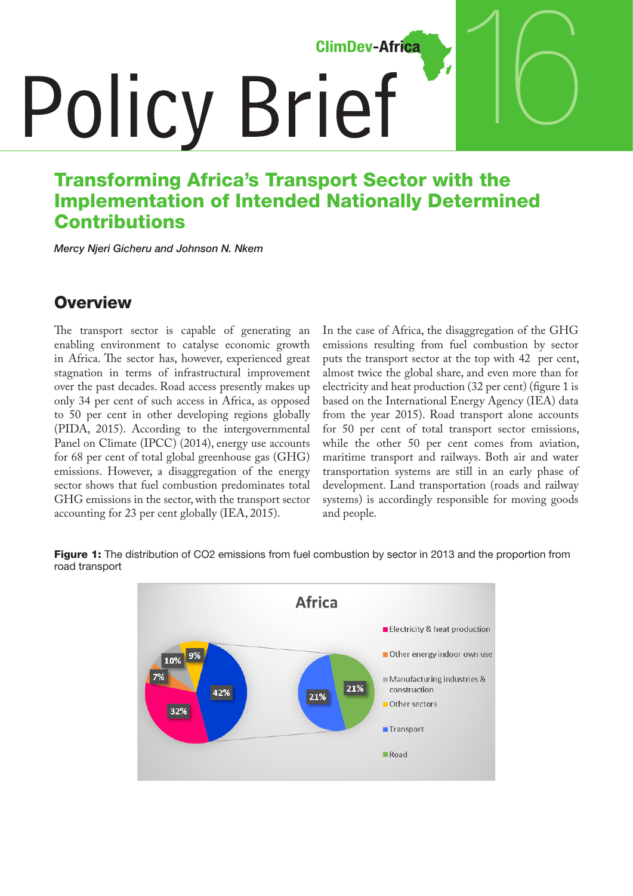ClimDev-Africa

# Policy Brief 16

## Transforming Africa's Transport Sector with the Implementation of Intended Nationally Determined Contributions

*Mercy Njeri Gicheru and Johnson N. Nkem*

## Overview

The transport sector is capable of generating an enabling environment to catalyse economic growth in Africa. The sector has, however, experienced great stagnation in terms of infrastructural improvement over the past decades. Road access presently makes up only 34 per cent of such access in Africa, as opposed to 50 per cent in other developing regions globally (PIDA, 2015). According to the intergovernmental Panel on Climate (IPCC) (2014), energy use accounts for 68 per cent of total global greenhouse gas (GHG) emissions. However, a disaggregation of the energy sector shows that fuel combustion predominates total GHG emissions in the sector, with the transport sector accounting for 23 per cent globally (IEA, 2015).

In the case of Africa, the disaggregation of the GHG emissions resulting from fuel combustion by sector puts the transport sector at the top with 42 per cent, almost twice the global share, and even more than for electricity and heat production (32 per cent) (figure 1 is based on the International Energy Agency (IEA) data from the year 2015). Road transport alone accounts for 50 per cent of total transport sector emissions, while the other 50 per cent comes from aviation, maritime transport and railways. Both air and water transportation systems are still in an early phase of development. Land transportation (roads and railway systems) is accordingly responsible for moving goods and people.

**Figure 1:** The distribution of CO2 emissions from fuel combustion by sector in 2013 and the proportion from road transport

Africa

| Sector | Share |
|---|---|
| Electricity & heat production | 32% |
| Other energy indoor own use | 7% |
| Manufacturing industries & construction | 10% |
| Other sectors | 9% |
| Transport | 42% |

| Transport breakdown | Share |
|---|---|
| Transport | 21% |
| Road | 21% |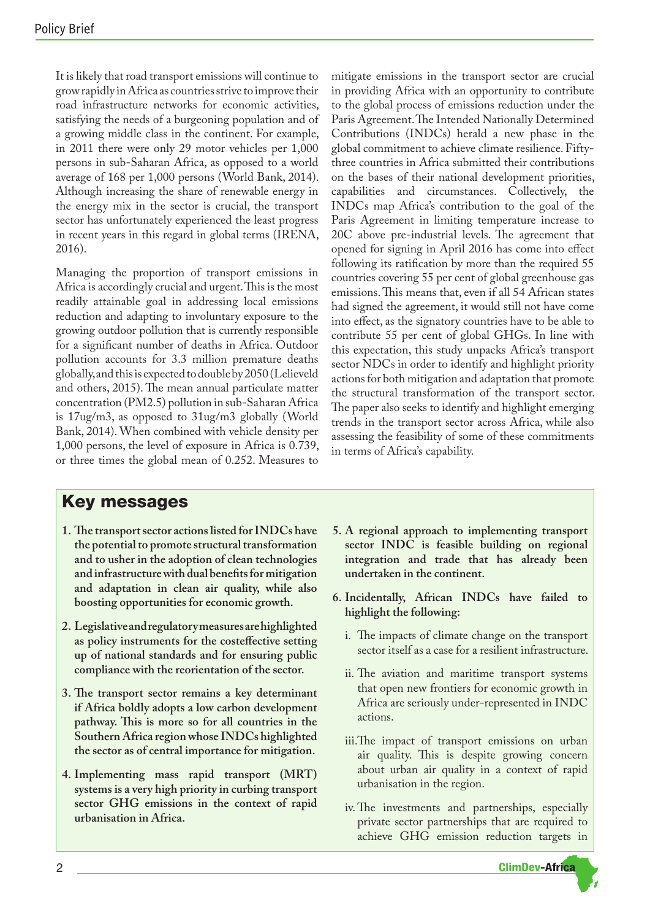It is likely that road transport emissions will continue to grow rapidly in Africa as countries strive to improve their road infrastructure networks for economic activities, satisfying the needs of a burgeoning population and of a growing middle class in the continent. For example, in 2011 there were only 29 motor vehicles per 1,000 persons in sub-Saharan Africa, as opposed to a world average of 168 per 1,000 persons (World Bank, 2014). Although increasing the share of renewable energy in the energy mix in the sector is crucial, the transport sector has unfortunately experienced the least progress in recent years in this regard in global terms (IRENA, 2016).

Managing the proportion of transport emissions in Africa is accordingly crucial and urgent. This is the most readily attainable goal in addressing local emissions reduction and adapting to involuntary exposure to the growing outdoor pollution that is currently responsible for a significant number of deaths in Africa. Outdoor pollution accounts for 3.3 million premature deaths globally, and this is expected to double by 2050 (Lelieveld and others, 2015). The mean annual particulate matter concentration (PM2.5) pollution in sub-Saharan Africa is 17ug/m3, as opposed to 31ug/m3 globally (World Bank, 2014). When combined with vehicle density per 1,000 persons, the level of exposure in Africa is 0.739, or three times the global mean of 0.252. Measures to mitigate emissions in the transport sector are crucial in providing Africa with an opportunity to contribute to the global process of emissions reduction under the Paris Agreement. The Intended Nationally Determined Contributions (INDCs) herald a new phase in the global commitment to achieve climate resilience. Fifty-three countries in Africa submitted their contributions on the bases of their national development priorities, capabilities and circumstances. Collectively, the INDCs map Africa's contribution to the goal of the Paris Agreement in limiting temperature increase to 20C above pre-industrial levels. The agreement that opened for signing in April 2016 has come into effect following its ratification by more than the required 55 countries covering 55 per cent of global greenhouse gas emissions. This means that, even if all 54 African states had signed the agreement, it would still not have come into effect, as the signatory countries have to be able to contribute 55 per cent of global GHGs. In line with this expectation, this study unpacks Africa's transport sector NDCs in order to identify and highlight priority actions for both mitigation and adaptation that promote the structural transformation of the transport sector. The paper also seeks to identify and highlight emerging trends in the transport sector across Africa, while also assessing the feasibility of some of these commitments in terms of Africa's capability.

## Key messages

1. **The transport sector actions listed for INDCs have the potential to promote structural transformation and to usher in the adoption of clean technologies and infrastructure with dual benefits for mitigation and adaptation in clean air quality, while also boosting opportunities for economic growth.**
2. **Legislative and regulatory measures are highlighted as policy instruments for the costeffective setting up of national standards and for ensuring public compliance with the reorientation of the sector.**
3. **The transport sector remains a key determinant if Africa boldly adopts a low carbon development pathway. This is more so for all countries in the Southern Africa region whose INDCs highlighted the sector as of central importance for mitigation.**
4. **Implementing mass rapid transport (MRT) systems is a very high priority in curbing transport sector GHG emissions in the context of rapid urbanisation in Africa.**
5. **A regional approach to implementing transport sector INDC is feasible building on regional integration and trade that has already been undertaken in the continent.**
6. **Incidentally, African INDCs have failed to highlight the following:**
   - i. The impacts of climate change on the transport sector itself as a case for a resilient infrastructure.
   - ii. The aviation and maritime transport systems that open new frontiers for economic growth in Africa are seriously under-represented in INDC actions.
   - iii. The impact of transport emissions on urban air quality. This is despite growing concern about urban air quality in a context of rapid urbanisation in the region.
   - iv. The investments and partnerships, especially private sector partnerships that are required to achieve GHG emission reduction targets in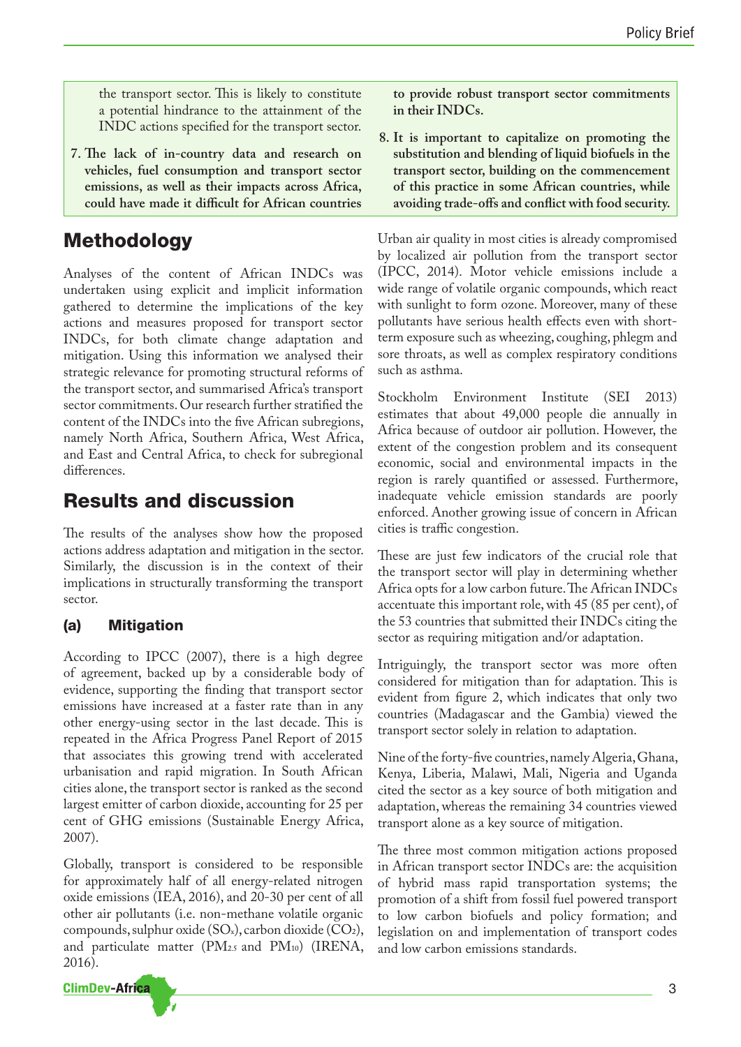the transport sector. This is likely to constitute a potential hindrance to the attainment of the INDC actions specified for the transport sector.

7. **The lack of in-country data and research on vehicles, fuel consumption and transport sector emissions, as well as their impacts across Africa, could have made it difficult for African countries to provide robust transport sector commitments in their INDCs.**

8. **It is important to capitalize on promoting the substitution and blending of liquid biofuels in the transport sector, building on the commencement of this practice in some African countries, while avoiding trade-offs and conflict with food security.**

# Methodology

Analyses of the content of African INDCs was undertaken using explicit and implicit information gathered to determine the implications of the key actions and measures proposed for transport sector INDCs, for both climate change adaptation and mitigation. Using this information we analysed their strategic relevance for promoting structural reforms of the transport sector, and summarised Africa's transport sector commitments. Our research further stratified the content of the INDCs into the five African subregions, namely North Africa, Southern Africa, West Africa, and East and Central Africa, to check for subregional differences.

# Results and discussion

The results of the analyses show how the proposed actions address adaptation and mitigation in the sector. Similarly, the discussion is in the context of their implications in structurally transforming the transport sector.

## (a) Mitigation

According to IPCC (2007), there is a high degree of agreement, backed up by a considerable body of evidence, supporting the finding that transport sector emissions have increased at a faster rate than in any other energy-using sector in the last decade. This is repeated in the Africa Progress Panel Report of 2015 that associates this growing trend with accelerated urbanisation and rapid migration. In South African cities alone, the transport sector is ranked as the second largest emitter of carbon dioxide, accounting for 25 per cent of GHG emissions (Sustainable Energy Africa, 2007).

Globally, transport is considered to be responsible for approximately half of all energy-related nitrogen oxide emissions (IEA, 2016), and 20-30 per cent of all other air pollutants (i.e. non-methane volatile organic compounds, sulphur oxide ($SO_x$), carbon dioxide ($CO_2$), and particulate matter ($PM_{2.5}$ and $PM_{10}$) (IRENA, 2016).

Urban air quality in most cities is already compromised by localized air pollution from the transport sector (IPCC, 2014). Motor vehicle emissions include a wide range of volatile organic compounds, which react with sunlight to form ozone. Moreover, many of these pollutants have serious health effects even with short-term exposure such as wheezing, coughing, phlegm and sore throats, as well as complex respiratory conditions such as asthma.

Stockholm Environment Institute (SEI 2013) estimates that about 49,000 people die annually in Africa because of outdoor air pollution. However, the extent of the congestion problem and its consequent economic, social and environmental impacts in the region is rarely quantified or assessed. Furthermore, inadequate vehicle emission standards are poorly enforced. Another growing issue of concern in African cities is traffic congestion.

These are just few indicators of the crucial role that the transport sector will play in determining whether Africa opts for a low carbon future. The African INDCs accentuate this important role, with 45 (85 per cent), of the 53 countries that submitted their INDCs citing the sector as requiring mitigation and/or adaptation.

Intriguingly, the transport sector was more often considered for mitigation than for adaptation. This is evident from figure 2, which indicates that only two countries (Madagascar and the Gambia) viewed the transport sector solely in relation to adaptation.

Nine of the forty-five countries, namely Algeria, Ghana, Kenya, Liberia, Malawi, Mali, Nigeria and Uganda cited the sector as a key source of both mitigation and adaptation, whereas the remaining 34 countries viewed transport alone as a key source of mitigation.

The three most common mitigation actions proposed in African transport sector INDCs are: the acquisition of hybrid mass rapid transportation systems; the promotion of a shift from fossil fuel powered transport to low carbon biofuels and policy formation; and legislation on and implementation of transport codes and low carbon emissions standards.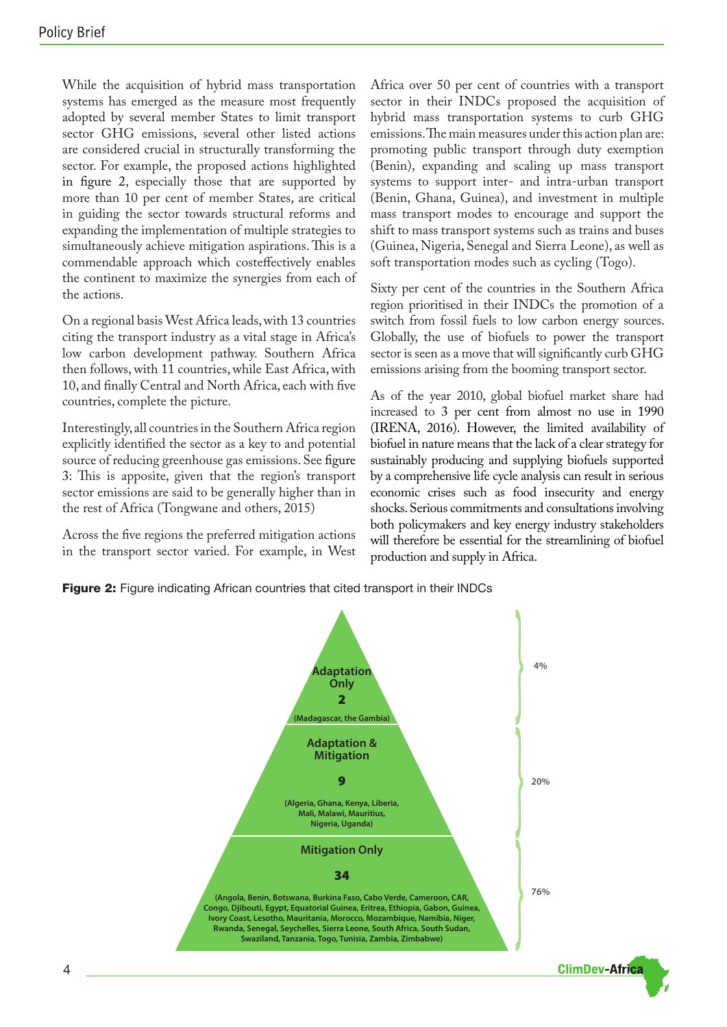While the acquisition of hybrid mass transportation systems has emerged as the measure most frequently adopted by several member States to limit transport sector GHG emissions, several other listed actions are considered crucial in structurally transforming the sector. For example, the proposed actions highlighted in figure 2, especially those that are supported by more than 10 per cent of member States, are critical in guiding the sector towards structural reforms and expanding the implementation of multiple strategies to simultaneously achieve mitigation aspirations. This is a commendable approach which costeffectively enables the continent to maximize the synergies from each of the actions.

On a regional basis West Africa leads, with 13 countries citing the transport industry as a vital stage in Africa's low carbon development pathway. Southern Africa then follows, with 11 countries, while East Africa, with 10, and finally Central and North Africa, each with five countries, complete the picture.

Interestingly, all countries in the Southern Africa region explicitly identified the sector as a key to and potential source of reducing greenhouse gas emissions. See figure 3: This is apposite, given that the region's transport sector emissions are said to be generally higher than in the rest of Africa (Tongwane and others, 2015)

Across the five regions the preferred mitigation actions in the transport sector varied. For example, in West Africa over 50 per cent of countries with a transport sector in their INDCs proposed the acquisition of hybrid mass transportation systems to curb GHG emissions. The main measures under this action plan are: promoting public transport through duty exemption (Benin), expanding and scaling up mass transport systems to support inter- and intra-urban transport (Benin, Ghana, Guinea), and investment in multiple mass transport modes to encourage and support the shift to mass transport systems such as trains and buses (Guinea, Nigeria, Senegal and Sierra Leone), as well as soft transportation modes such as cycling (Togo).

Sixty per cent of the countries in the Southern Africa region prioritised in their INDCs the promotion of a switch from fossil fuels to low carbon energy sources. Globally, the use of biofuels to power the transport sector is seen as a move that will significantly curb GHG emissions arising from the booming transport sector.

As of the year 2010, global biofuel market share had increased to 3 per cent from almost no use in 1990 (IRENA, 2016). However, the limited availability of biofuel in nature means that the lack of a clear strategy for sustainably producing and supplying biofuels supported by a comprehensive life cycle analysis can result in serious economic crises such as food insecurity and energy shocks. Serious commitments and consultations involving both policymakers and key energy industry stakeholders will therefore be essential for the streamlining of biofuel production and supply in Africa.

**Figure 2:** Figure indicating African countries that cited transport in their INDCs

| Category | Number | Countries | Share |
|---|---|---|---|
| Adaptation Only | 2 | (Madagascar, the Gambia) | 4% |
| Adaptation & Mitigation | 9 | (Algeria, Ghana, Kenya, Liberia, Mali, Malawi, Mauritius, Nigeria, Uganda) | 20% |
| Mitigation Only | 34 | (Angola, Benin, Botswana, Burkina Faso, Cabo Verde, Cameroon, CAR, Congo, Djibouti, Egypt, Equatorial Guinea, Eritrea, Ethiopia, Gabon, Guinea, Ivory Coast, Lesotho, Mauritania, Morocco, Mozambique, Namibia, Niger, Rwanda, Senegal, Seychelles, Sierra Leone, South Africa, South Sudan, Swaziland, Tanzania, Togo, Tunisia, Zambia, Zimbabwe) | 76% |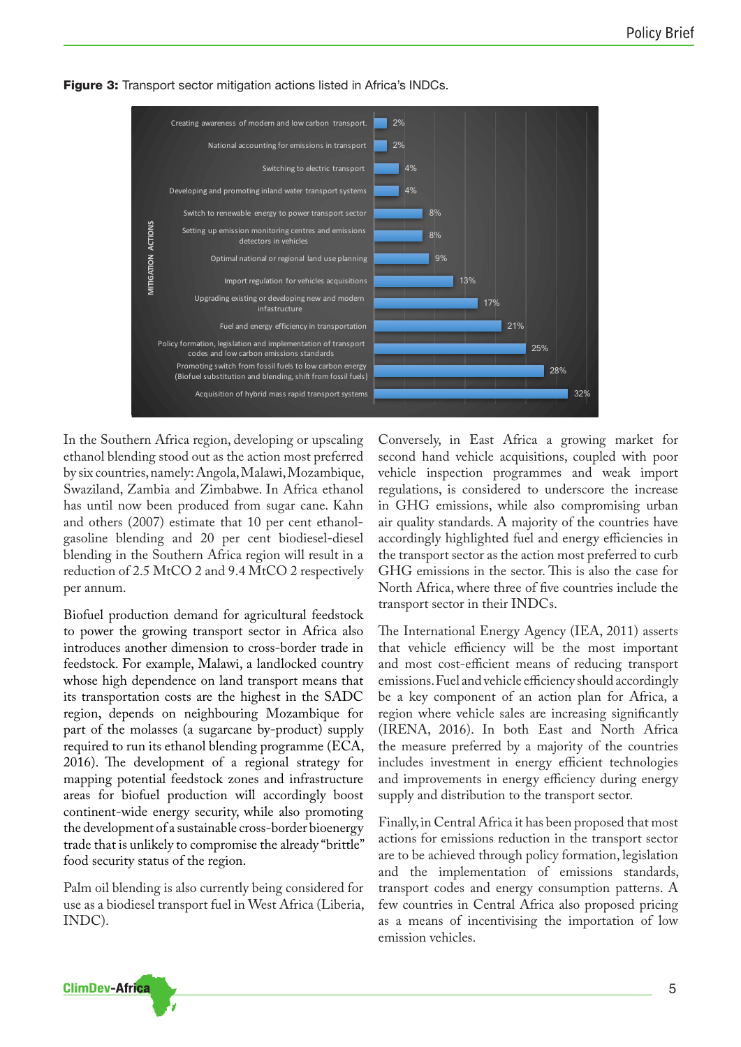**Figure 3:** Transport sector mitigation actions listed in Africa's INDCs.

| MITIGATION ACTIONS | % |
| --- | --- |
| Creating awareness of modern and low carbon transport. | 2% |
| National accounting for emissions in transport | 2% |
| Switching to electric transport | 4% |
| Developing and promoting inland water transport systems | 4% |
| Switch to renewable energy to power transport sector | 8% |
| Setting up emission monitoring centres and emissions detectors in vehicles | 8% |
| Optimal national or regional land use planning | 9% |
| Import regulation for vehicles acquisitions | 13% |
| Upgrading existing or developing new and modern infastructure | 17% |
| Fuel and energy efficiency in transportation | 21% |
| Policy formation, legislation and implementation of transport codes and low carbon emissions standards | 25% |
| Promoting switch from fossil fuels to low carbon energy (Biofuel substitution and blending, shift from fossil fuels) | 28% |
| Acquisition of hybrid mass rapid transport systems | 32% |

In the Southern Africa region, developing or upscaling ethanol blending stood out as the action most preferred by six countries, namely: Angola, Malawi, Mozambique, Swaziland, Zambia and Zimbabwe. In Africa ethanol has until now been produced from sugar cane. Kahn and others (2007) estimate that 10 per cent ethanol-gasoline blending and 20 per cent biodiesel-diesel blending in the Southern Africa region will result in a reduction of 2.5 MtCO 2 and 9.4 MtCO 2 respectively per annum.

Biofuel production demand for agricultural feedstock to power the growing transport sector in Africa also introduces another dimension to cross-border trade in feedstock. For example, Malawi, a landlocked country whose high dependence on land transport means that its transportation costs are the highest in the SADC region, depends on neighbouring Mozambique for part of the molasses (a sugarcane by-product) supply required to run its ethanol blending programme (ECA, 2016). The development of a regional strategy for mapping potential feedstock zones and infrastructure areas for biofuel production will accordingly boost continent-wide energy security, while also promoting the development of a sustainable cross-border bioenergy trade that is unlikely to compromise the already "brittle" food security status of the region.

Palm oil blending is also currently being considered for use as a biodiesel transport fuel in West Africa (Liberia, INDC).

Conversely, in East Africa a growing market for second hand vehicle acquisitions, coupled with poor vehicle inspection programmes and weak import regulations, is considered to underscore the increase in GHG emissions, while also compromising urban air quality standards. A majority of the countries have accordingly highlighted fuel and energy efficiencies in the transport sector as the action most preferred to curb GHG emissions in the sector. This is also the case for North Africa, where three of five countries include the transport sector in their INDCs.

The International Energy Agency (IEA, 2011) asserts that vehicle efficiency will be the most important and most cost-efficient means of reducing transport emissions. Fuel and vehicle efficiency should accordingly be a key component of an action plan for Africa, a region where vehicle sales are increasing significantly (IRENA, 2016). In both East and North Africa the measure preferred by a majority of the countries includes investment in energy efficient technologies and improvements in energy efficiency during energy supply and distribution to the transport sector.

Finally, in Central Africa it has been proposed that most actions for emissions reduction in the transport sector are to be achieved through policy formation, legislation and the implementation of emissions standards, transport codes and energy consumption patterns. A few countries in Central Africa also proposed pricing as a means of incentivising the importation of low emission vehicles.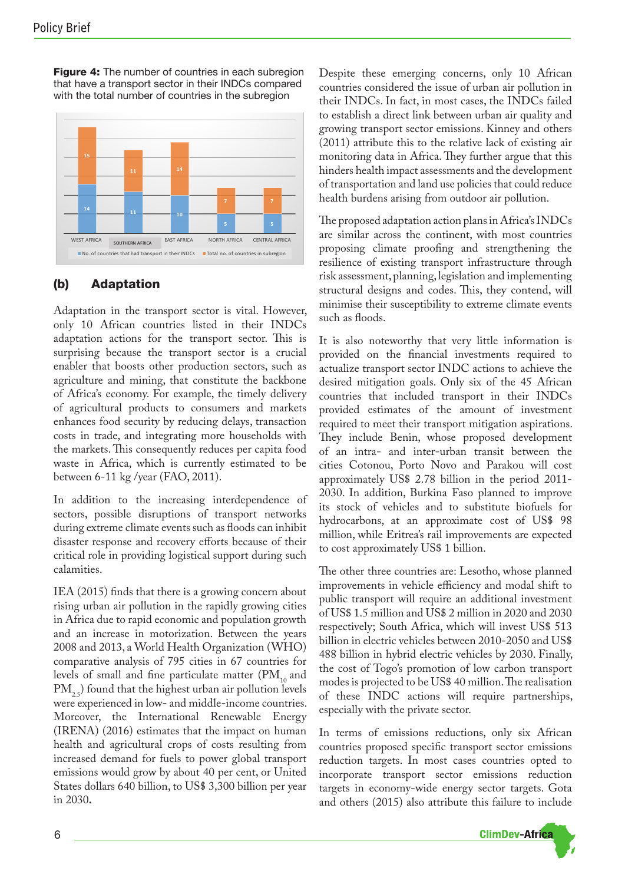**Figure 4:** The number of countries in each subregion that have a transport sector in their INDCs compared with the total number of countries in the subregion

| Subregion | No. of countries that had transport in their INDCs | Total no. of countries in subregion |
|---|---|---|
| WEST AFRICA | 14 | 15 |
| SOUTHERN AFRICA | 11 | 11 |
| EAST AFRICA | 10 | 14 |
| NORTH AFRICA | 5 | 7 |
| CENTRAL AFRICA | 5 | 7 |

## (b) Adaptation

Adaptation in the transport sector is vital. However, only 10 African countries listed in their INDCs adaptation actions for the transport sector. This is surprising because the transport sector is a crucial enabler that boosts other production sectors, such as agriculture and mining, that constitute the backbone of Africa's economy. For example, the timely delivery of agricultural products to consumers and markets enhances food security by reducing delays, transaction costs in trade, and integrating more households with the markets. This consequently reduces per capita food waste in Africa, which is currently estimated to be between 6-11 kg /year (FAO, 2011).

In addition to the increasing interdependence of sectors, possible disruptions of transport networks during extreme climate events such as floods can inhibit disaster response and recovery efforts because of their critical role in providing logistical support during such calamities.

IEA (2015) finds that there is a growing concern about rising urban air pollution in the rapidly growing cities in Africa due to rapid economic and population growth and an increase in motorization. Between the years 2008 and 2013, a World Health Organization (WHO) comparative analysis of 795 cities in 67 countries for levels of small and fine particulate matter ($PM_{10}$ and $PM_{2.5}$) found that the highest urban air pollution levels were experienced in low- and middle-income countries. Moreover, the International Renewable Energy (IRENA) (2016) estimates that the impact on human health and agricultural crops of costs resulting from increased demand for fuels to power global transport emissions would grow by about 40 per cent, or United States dollars 640 billion, to US$ 3,300 billion per year in 2030.

Despite these emerging concerns, only 10 African countries considered the issue of urban air pollution in their INDCs. In fact, in most cases, the INDCs failed to establish a direct link between urban air quality and growing transport sector emissions. Kinney and others (2011) attribute this to the relative lack of existing air monitoring data in Africa. They further argue that this hinders health impact assessments and the development of transportation and land use policies that could reduce health burdens arising from outdoor air pollution.

The proposed adaptation action plans in Africa's INDCs are similar across the continent, with most countries proposing climate proofing and strengthening the resilience of existing transport infrastructure through risk assessment, planning, legislation and implementing structural designs and codes. This, they contend, will minimise their susceptibility to extreme climate events such as floods.

It is also noteworthy that very little information is provided on the financial investments required to actualize transport sector INDC actions to achieve the desired mitigation goals. Only six of the 45 African countries that included transport in their INDCs provided estimates of the amount of investment required to meet their transport mitigation aspirations. They include Benin, whose proposed development of an intra- and inter-urban transit between the cities Cotonou, Porto Novo and Parakou will cost approximately US$ 2.78 billion in the period 2011-2030. In addition, Burkina Faso planned to improve its stock of vehicles and to substitute biofuels for hydrocarbons, at an approximate cost of US$ 98 million, while Eritrea's rail improvements are expected to cost approximately US$ 1 billion.

The other three countries are: Lesotho, whose planned improvements in vehicle efficiency and modal shift to public transport will require an additional investment of US$ 1.5 million and US$ 2 million in 2020 and 2030 respectively; South Africa, which will invest US$ 513 billion in electric vehicles between 2010-2050 and US$ 488 billion in hybrid electric vehicles by 2030. Finally, the cost of Togo's promotion of low carbon transport modes is projected to be US$ 40 million. The realisation of these INDC actions will require partnerships, especially with the private sector.

In terms of emissions reductions, only six African countries proposed specific transport sector emissions reduction targets. In most cases countries opted to incorporate transport sector emissions reduction targets in economy-wide energy sector targets. Gota and others (2015) also attribute this failure to include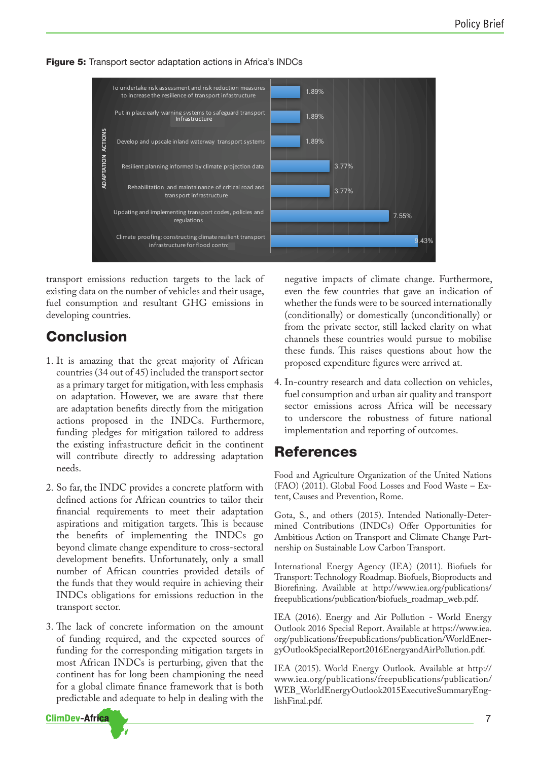**Figure 5:** Transport sector adaptation actions in Africa's INDCs

| ADAPTATION ACTIONS | |
|---|---|
| To undertake risk assessment and risk reduction measures to increase the resilience of transport infastructure | 1.89% |
| Put in place early warning systems to safeguard transport Infrastructure | 1.89% |
| Develop and upscale inland waterway transport systems | 1.89% |
| Resilient planning informed by climate projection data | 3.77% |
| Rehabilitation and maintainance of critical road and transport infrastructure | 3.77% |
| Updating and implementing transport codes, policies and regulations | 7.55% |
| Climate proofing; constructing climate resilient transport infrastructure for flood contrc | 9.43% |

transport emissions reduction targets to the lack of existing data on the number of vehicles and their usage, fuel consumption and resultant GHG emissions in developing countries.

## Conclusion

1. It is amazing that the great majority of African countries (34 out of 45) included the transport sector as a primary target for mitigation, with less emphasis on adaptation. However, we are aware that there are adaptation benefits directly from the mitigation actions proposed in the INDCs. Furthermore, funding pledges for mitigation tailored to address the existing infrastructure deficit in the continent will contribute directly to addressing adaptation needs.

2. So far, the INDC provides a concrete platform with defined actions for African countries to tailor their financial requirements to meet their adaptation aspirations and mitigation targets. This is because the benefits of implementing the INDCs go beyond climate change expenditure to cross-sectoral development benefits. Unfortunately, only a small number of African countries provided details of the funds that they would require in achieving their INDCs obligations for emissions reduction in the transport sector.

3. The lack of concrete information on the amount of funding required, and the expected sources of funding for the corresponding mitigation targets in most African INDCs is perturbing, given that the continent has for long been championing the need for a global climate finance framework that is both predictable and adequate to help in dealing with the negative impacts of climate change. Furthermore, even the few countries that gave an indication of whether the funds were to be sourced internationally (conditionally) or domestically (unconditionally) or from the private sector, still lacked clarity on what channels these countries would pursue to mobilise these funds. This raises questions about how the proposed expenditure figures were arrived at.

4. In-country research and data collection on vehicles, fuel consumption and urban air quality and transport sector emissions across Africa will be necessary to underscore the robustness of future national implementation and reporting of outcomes.

## References

Food and Agriculture Organization of the United Nations (FAO) (2011). Global Food Losses and Food Waste – Extent, Causes and Prevention, Rome.

Gota, S., and others (2015). Intended Nationally-Determined Contributions (INDCs) Offer Opportunities for Ambitious Action on Transport and Climate Change Partnership on Sustainable Low Carbon Transport.

International Energy Agency (IEA) (2011). Biofuels for Transport: Technology Roadmap. Biofuels, Bioproducts and Biorefining. Available at http://www.iea.org/publications/freepublications/publication/biofuels_roadmap_web.pdf.

IEA (2016). Energy and Air Pollution - World Energy Outlook 2016 Special Report. Available at https://www.iea.org/publications/freepublications/publication/WorldEnergyOutlookSpecialReport2016EnergyandAirPollution.pdf.

IEA (2015). World Energy Outlook. Available at http://www.iea.org/publications/freepublications/publication/WEB_WorldEnergyOutlook2015ExecutiveSummaryEnglishFinal.pdf.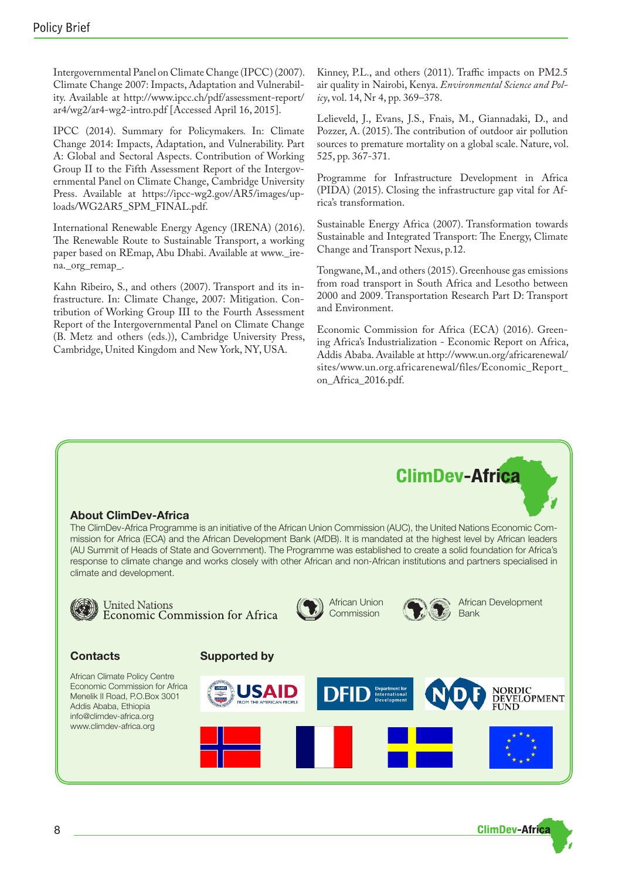Intergovernmental Panel on Climate Change (IPCC) (2007). Climate Change 2007: Impacts, Adaptation and Vulnerability. Available at http://www.ipcc.ch/pdf/assessment-report/ar4/wg2/ar4-wg2-intro.pdf [Accessed April 16, 2015].

IPCC (2014). Summary for Policymakers. In: Climate Change 2014: Impacts, Adaptation, and Vulnerability. Part A: Global and Sectoral Aspects. Contribution of Working Group II to the Fifth Assessment Report of the Intergovernmental Panel on Climate Change, Cambridge University Press. Available at https://ipcc-wg2.gov/AR5/images/uploads/WG2AR5_SPM_FINAL.pdf.

International Renewable Energy Agency (IRENA) (2016). The Renewable Route to Sustainable Transport, a working paper based on REmap, Abu Dhabi. Available at www._irena._org_remap_.

Kahn Ribeiro, S., and others (2007). Transport and its infrastructure. In: Climate Change, 2007: Mitigation. Contribution of Working Group III to the Fourth Assessment Report of the Intergovernmental Panel on Climate Change (B. Metz and others (eds.)), Cambridge University Press, Cambridge, United Kingdom and New York, NY, USA.

Kinney, P.L., and others (2011). Traffic impacts on PM2.5 air quality in Nairobi, Kenya. *Environmental Science and Policy*, vol. 14, Nr 4, pp. 369–378.

Lelieveld, J., Evans, J.S., Fnais, M., Giannadaki, D., and Pozzer, A. (2015). The contribution of outdoor air pollution sources to premature mortality on a global scale. Nature, vol. 525, pp. 367-371.

Programme for Infrastructure Development in Africa (PIDA) (2015). Closing the infrastructure gap vital for Africa's transformation.

Sustainable Energy Africa (2007). Transformation towards Sustainable and Integrated Transport: The Energy, Climate Change and Transport Nexus, p.12.

Tongwane, M., and others (2015). Greenhouse gas emissions from road transport in South Africa and Lesotho between 2000 and 2009. Transportation Research Part D: Transport and Environment.

Economic Commission for Africa (ECA) (2016). Greening Africa's Industrialization - Economic Report on Africa, Addis Ababa. Available at http://www.un.org/africarenewal/sites/www.un.org.africarenewal/files/Economic_Report_on_Africa_2016.pdf.

ClimDev-Africa

### About ClimDev-Africa

The ClimDev-Africa Programme is an initiative of the African Union Commission (AUC), the United Nations Economic Commission for Africa (ECA) and the African Development Bank (AfDB). It is mandated at the highest level by African leaders (AU Summit of Heads of State and Government). The Programme was established to create a solid foundation for Africa's response to climate change and works closely with other African and non-African institutions and partners specialised in climate and development.

United Nations Economic Commission for Africa

African Union Commission

African Development Bank

### Contacts

African Climate Policy Centre
Economic Commission for Africa
Menelik II Road, P.O.Box 3001
Addis Ababa, Ethiopia
info@climdev-africa.org
www.climdev-africa.org

### Supported by

USAID FROM THE AMERICAN PEOPLE

DFID Department for International Development

NDF NORDIC DEVELOPMENT FUND